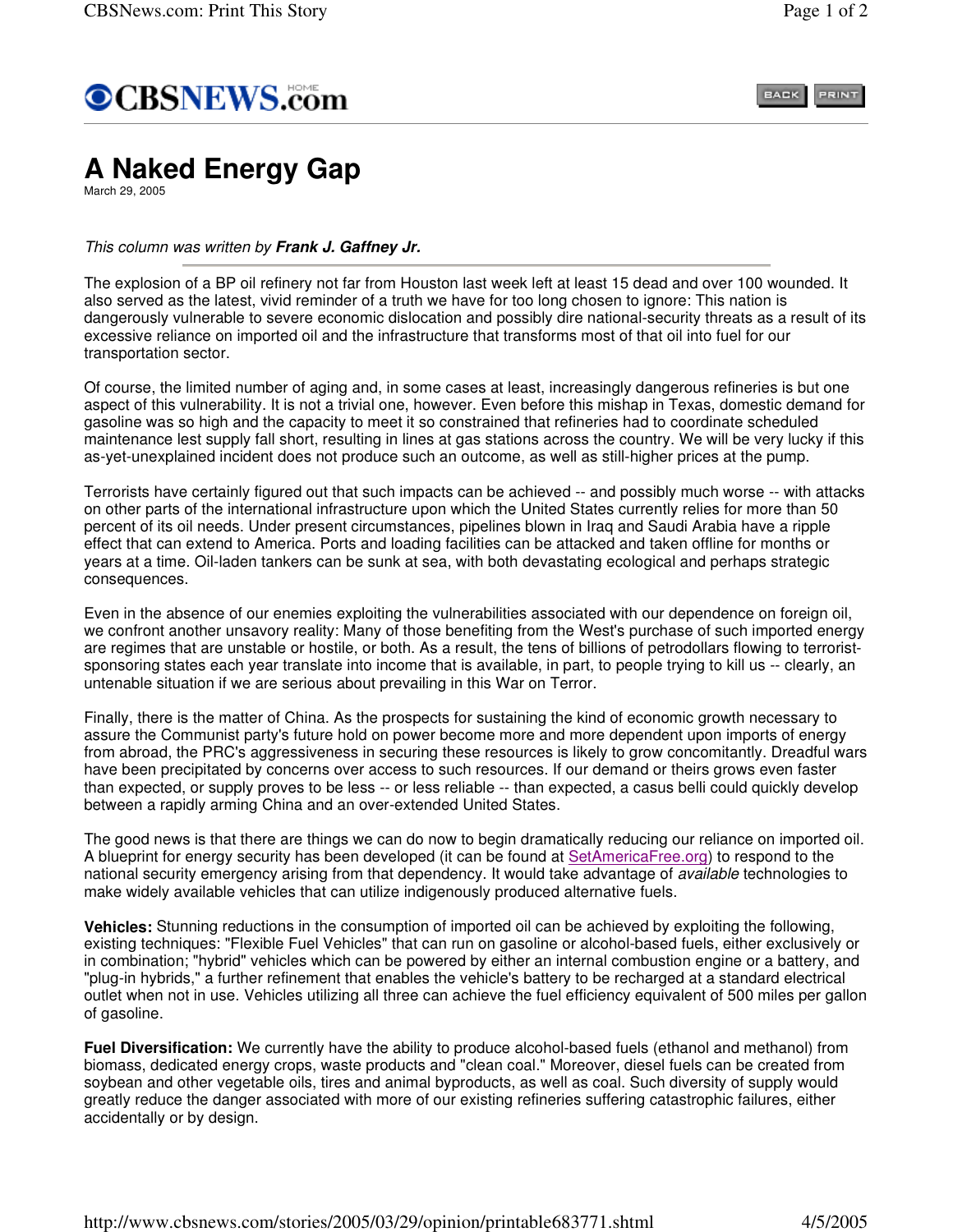# A Naked Energy Gap

March 29, 2005

*This column was written by* ***Frank J. Gaffney Jr.***

---

The explosion of a BP oil refinery not far from Houston last week left at least 15 dead and over 100 wounded. It also served as the latest, vivid reminder of a truth we have for too long chosen to ignore: This nation is dangerously vulnerable to severe economic dislocation and possibly dire national-security threats as a result of its excessive reliance on imported oil and the infrastructure that transforms most of that oil into fuel for our transportation sector.

Of course, the limited number of aging and, in some cases at least, increasingly dangerous refineries is but one aspect of this vulnerability. It is not a trivial one, however. Even before this mishap in Texas, domestic demand for gasoline was so high and the capacity to meet it so constrained that refineries had to coordinate scheduled maintenance lest supply fall short, resulting in lines at gas stations across the country. We will be very lucky if this as-yet-unexplained incident does not produce such an outcome, as well as still-higher prices at the pump.

Terrorists have certainly figured out that such impacts can be achieved -- and possibly much worse -- with attacks on other parts of the international infrastructure upon which the United States currently relies for more than 50 percent of its oil needs. Under present circumstances, pipelines blown in Iraq and Saudi Arabia have a ripple effect that can extend to America. Ports and loading facilities can be attacked and taken offline for months or years at a time. Oil-laden tankers can be sunk at sea, with both devastating ecological and perhaps strategic consequences.

Even in the absence of our enemies exploiting the vulnerabilities associated with our dependence on foreign oil, we confront another unsavory reality: Many of those benefiting from the West's purchase of such imported energy are regimes that are unstable or hostile, or both. As a result, the tens of billions of petrodollars flowing to terrorist-sponsoring states each year translate into income that is available, in part, to people trying to kill us -- clearly, an untenable situation if we are serious about prevailing in this War on Terror.

Finally, there is the matter of China. As the prospects for sustaining the kind of economic growth necessary to assure the Communist party's future hold on power become more and more dependent upon imports of energy from abroad, the PRC's aggressiveness in securing these resources is likely to grow concomitantly. Dreadful wars have been precipitated by concerns over access to such resources. If our demand or theirs grows even faster than expected, or supply proves to be less -- or less reliable -- than expected, a casus belli could quickly develop between a rapidly arming China and an over-extended United States.

The good news is that there are things we can do now to begin dramatically reducing our reliance on imported oil. A blueprint for energy security has been developed (it can be found at SetAmericaFree.org) to respond to the national security emergency arising from that dependency. It would take advantage of *available* technologies to make widely available vehicles that can utilize indigenously produced alternative fuels.

**Vehicles:** Stunning reductions in the consumption of imported oil can be achieved by exploiting the following, existing techniques: "Flexible Fuel Vehicles" that can run on gasoline or alcohol-based fuels, either exclusively or in combination; "hybrid" vehicles which can be powered by either an internal combustion engine or a battery, and "plug-in hybrids," a further refinement that enables the vehicle's battery to be recharged at a standard electrical outlet when not in use. Vehicles utilizing all three can achieve the fuel efficiency equivalent of 500 miles per gallon of gasoline.

**Fuel Diversification:** We currently have the ability to produce alcohol-based fuels (ethanol and methanol) from biomass, dedicated energy crops, waste products and "clean coal." Moreover, diesel fuels can be created from soybean and other vegetable oils, tires and animal byproducts, as well as coal. Such diversity of supply would greatly reduce the danger associated with more of our existing refineries suffering catastrophic failures, either accidentally or by design.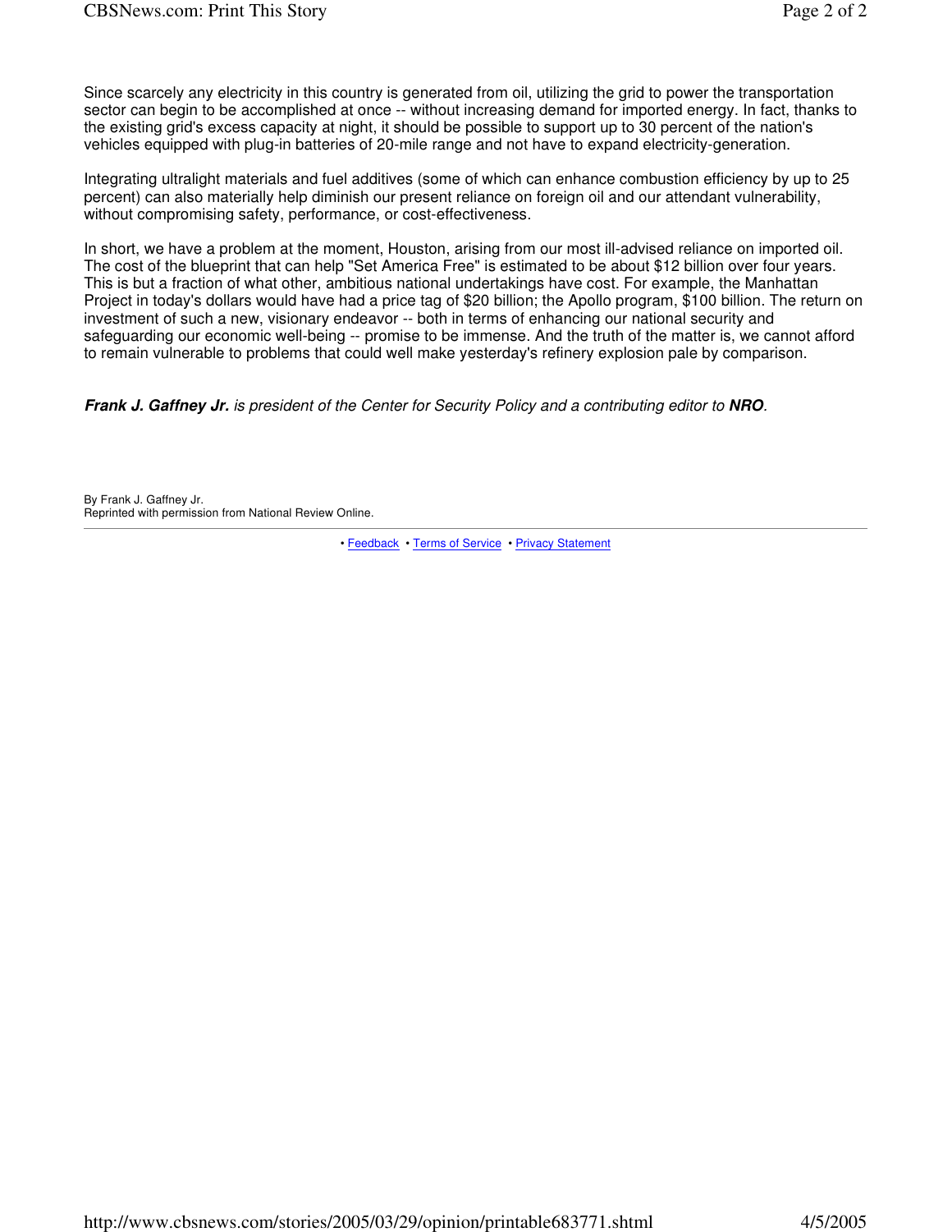Since scarcely any electricity in this country is generated from oil, utilizing the grid to power the transportation sector can begin to be accomplished at once -- without increasing demand for imported energy. In fact, thanks to the existing grid's excess capacity at night, it should be possible to support up to 30 percent of the nation's vehicles equipped with plug-in batteries of 20-mile range and not have to expand electricity-generation.

Integrating ultralight materials and fuel additives (some of which can enhance combustion efficiency by up to 25 percent) can also materially help diminish our present reliance on foreign oil and our attendant vulnerability, without compromising safety, performance, or cost-effectiveness.

In short, we have a problem at the moment, Houston, arising from our most ill-advised reliance on imported oil. The cost of the blueprint that can help "Set America Free" is estimated to be about $12 billion over four years. This is but a fraction of what other, ambitious national undertakings have cost. For example, the Manhattan Project in today's dollars would have had a price tag of $20 billion; the Apollo program, $100 billion. The return on investment of such a new, visionary endeavor -- both in terms of enhancing our national security and safeguarding our economic well-being -- promise to be immense. And the truth of the matter is, we cannot afford to remain vulnerable to problems that could well make yesterday's refinery explosion pale by comparison.

***Frank J. Gaffney Jr.*** *is president of the Center for Security Policy and a contributing editor to* ***NRO****.*

By Frank J. Gaffney Jr.
Reprinted with permission from National Review Online.

• Feedback • Terms of Service • Privacy Statement